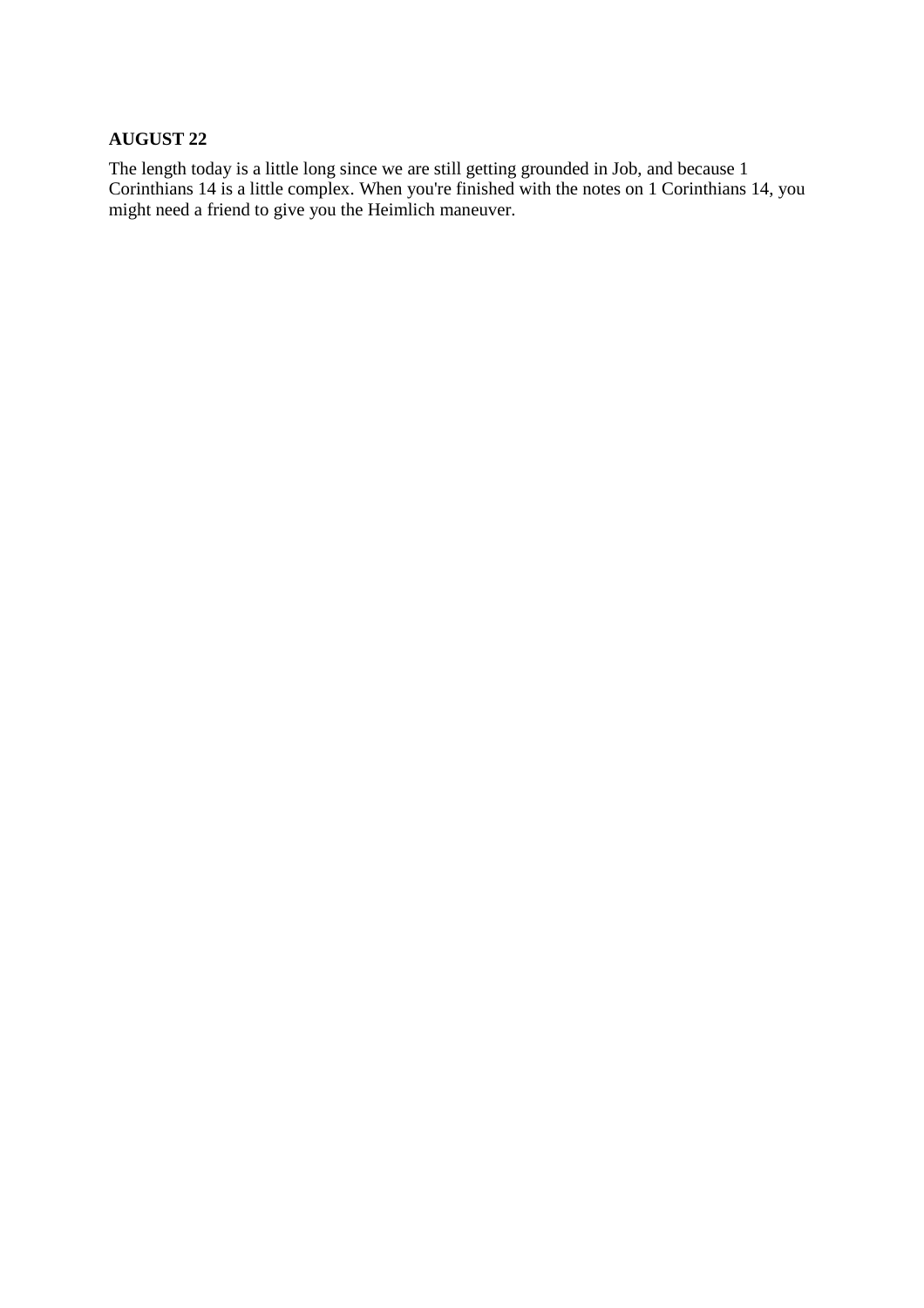## AUGUST 22

The length today is a little long since we are still getting grounded in Job, and because 1 Corinthians 14 is a little complex. When you're finished with the notes on 1 Corinthians 14, you might need a friend to give you the Heimlich maneuver.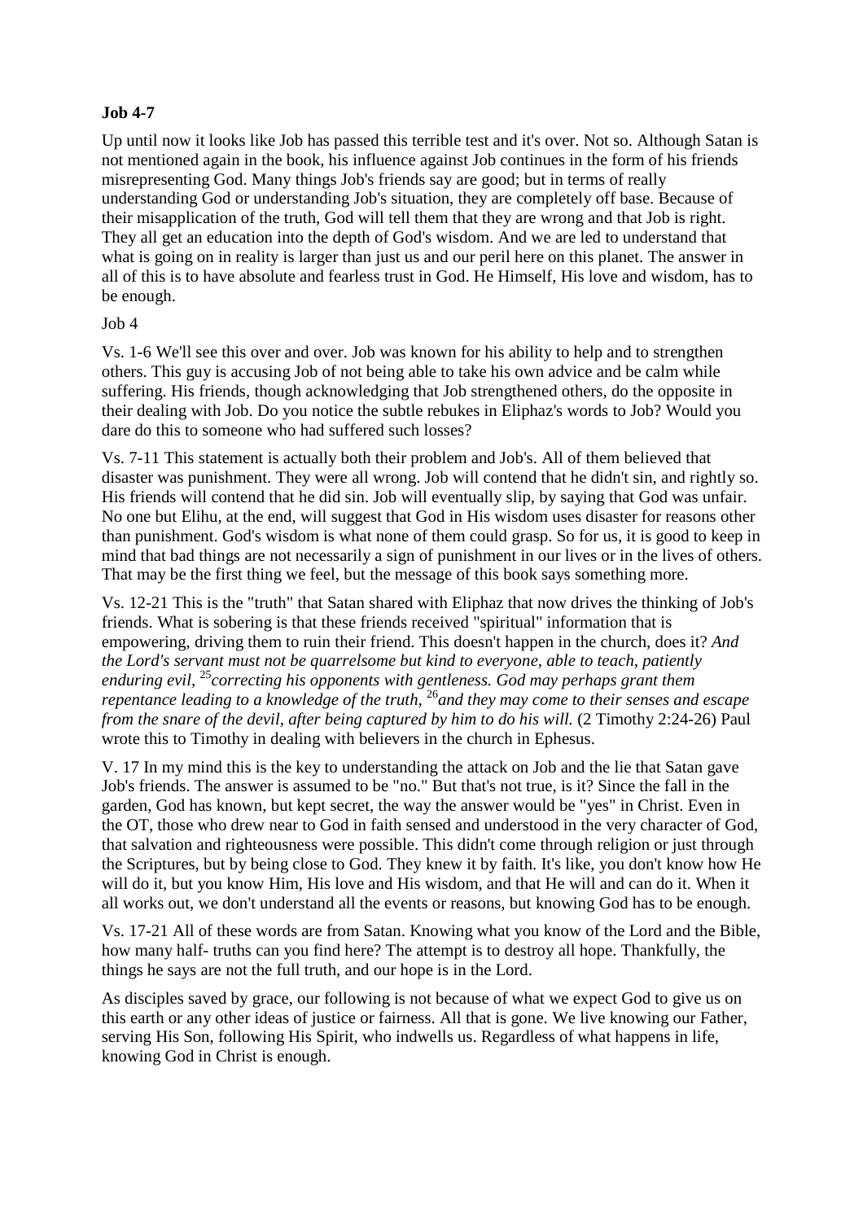**Job 4-7**

Up until now it looks like Job has passed this terrible test and it's over. Not so. Although Satan is not mentioned again in the book, his influence against Job continues in the form of his friends misrepresenting God. Many things Job's friends say are good; but in terms of really understanding God or understanding Job's situation, they are completely off base. Because of their misapplication of the truth, God will tell them that they are wrong and that Job is right. They all get an education into the depth of God's wisdom. And we are led to understand that what is going on in reality is larger than just us and our peril here on this planet. The answer in all of this is to have absolute and fearless trust in God. He Himself, His love and wisdom, has to be enough.

Job 4

Vs. 1-6 We'll see this over and over. Job was known for his ability to help and to strengthen others. This guy is accusing Job of not being able to take his own advice and be calm while suffering. His friends, though acknowledging that Job strengthened others, do the opposite in their dealing with Job. Do you notice the subtle rebukes in Eliphaz's words to Job? Would you dare do this to someone who had suffered such losses?

Vs. 7-11 This statement is actually both their problem and Job's. All of them believed that disaster was punishment. They were all wrong. Job will contend that he didn't sin, and rightly so. His friends will contend that he did sin. Job will eventually slip, by saying that God was unfair. No one but Elihu, at the end, will suggest that God in His wisdom uses disaster for reasons other than punishment. God's wisdom is what none of them could grasp. So for us, it is good to keep in mind that bad things are not necessarily a sign of punishment in our lives or in the lives of others. That may be the first thing we feel, but the message of this book says something more.

Vs. 12-21 This is the "truth" that Satan shared with Eliphaz that now drives the thinking of Job's friends. What is sobering is that these friends received "spiritual" information that is empowering, driving them to ruin their friend. This doesn't happen in the church, does it? *And the Lord's servant must not be quarrelsome but kind to everyone, able to teach, patiently enduring evil,* [25]*correcting his opponents with gentleness. God may perhaps grant them repentance leading to a knowledge of the truth,* [26]*and they may come to their senses and escape from the snare of the devil, after being captured by him to do his will.* (2 Timothy 2:24-26) Paul wrote this to Timothy in dealing with believers in the church in Ephesus.

V. 17 In my mind this is the key to understanding the attack on Job and the lie that Satan gave Job's friends. The answer is assumed to be "no." But that's not true, is it? Since the fall in the garden, God has known, but kept secret, the way the answer would be "yes" in Christ. Even in the OT, those who drew near to God in faith sensed and understood in the very character of God, that salvation and righteousness were possible. This didn't come through religion or just through the Scriptures, but by being close to God. They knew it by faith. It's like, you don't know how He will do it, but you know Him, His love and His wisdom, and that He will and can do it. When it all works out, we don't understand all the events or reasons, but knowing God has to be enough.

Vs. 17-21 All of these words are from Satan. Knowing what you know of the Lord and the Bible, how many half- truths can you find here? The attempt is to destroy all hope. Thankfully, the things he says are not the full truth, and our hope is in the Lord.

As disciples saved by grace, our following is not because of what we expect God to give us on this earth or any other ideas of justice or fairness. All that is gone. We live knowing our Father, serving His Son, following His Spirit, who indwells us. Regardless of what happens in life, knowing God in Christ is enough.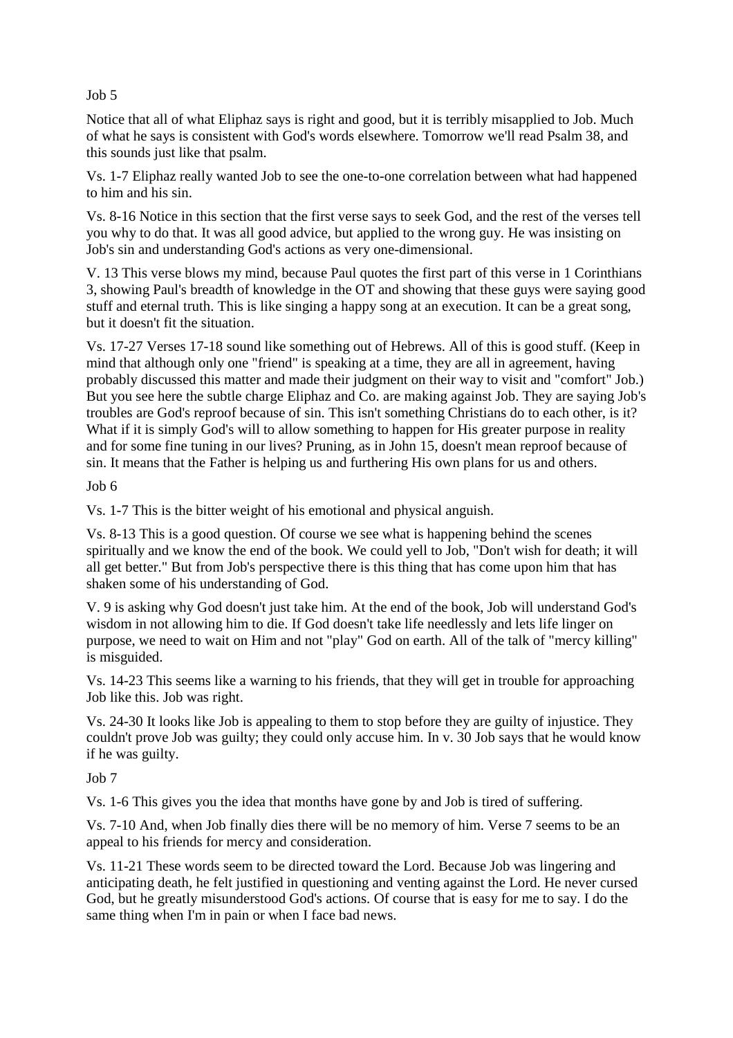Job 5

Notice that all of what Eliphaz says is right and good, but it is terribly misapplied to Job. Much of what he says is consistent with God's words elsewhere. Tomorrow we'll read Psalm 38, and this sounds just like that psalm.

Vs. 1-7 Eliphaz really wanted Job to see the one-to-one correlation between what had happened to him and his sin.

Vs. 8-16 Notice in this section that the first verse says to seek God, and the rest of the verses tell you why to do that. It was all good advice, but applied to the wrong guy. He was insisting on Job's sin and understanding God's actions as very one-dimensional.

V. 13 This verse blows my mind, because Paul quotes the first part of this verse in 1 Corinthians 3, showing Paul's breadth of knowledge in the OT and showing that these guys were saying good stuff and eternal truth. This is like singing a happy song at an execution. It can be a great song, but it doesn't fit the situation.

Vs. 17-27 Verses 17-18 sound like something out of Hebrews. All of this is good stuff. (Keep in mind that although only one "friend" is speaking at a time, they are all in agreement, having probably discussed this matter and made their judgment on their way to visit and "comfort" Job.) But you see here the subtle charge Eliphaz and Co. are making against Job. They are saying Job's troubles are God's reproof because of sin. This isn't something Christians do to each other, is it? What if it is simply God's will to allow something to happen for His greater purpose in reality and for some fine tuning in our lives? Pruning, as in John 15, doesn't mean reproof because of sin. It means that the Father is helping us and furthering His own plans for us and others.

Job 6

Vs. 1-7 This is the bitter weight of his emotional and physical anguish.

Vs. 8-13 This is a good question. Of course we see what is happening behind the scenes spiritually and we know the end of the book. We could yell to Job, "Don't wish for death; it will all get better." But from Job's perspective there is this thing that has come upon him that has shaken some of his understanding of God.

V. 9 is asking why God doesn't just take him. At the end of the book, Job will understand God's wisdom in not allowing him to die. If God doesn't take life needlessly and lets life linger on purpose, we need to wait on Him and not "play" God on earth. All of the talk of "mercy killing" is misguided.

Vs. 14-23 This seems like a warning to his friends, that they will get in trouble for approaching Job like this. Job was right.

Vs. 24-30 It looks like Job is appealing to them to stop before they are guilty of injustice. They couldn't prove Job was guilty; they could only accuse him. In v. 30 Job says that he would know if he was guilty.

Job 7

Vs. 1-6 This gives you the idea that months have gone by and Job is tired of suffering.

Vs. 7-10 And, when Job finally dies there will be no memory of him. Verse 7 seems to be an appeal to his friends for mercy and consideration.

Vs. 11-21 These words seem to be directed toward the Lord. Because Job was lingering and anticipating death, he felt justified in questioning and venting against the Lord. He never cursed God, but he greatly misunderstood God's actions. Of course that is easy for me to say. I do the same thing when I'm in pain or when I face bad news.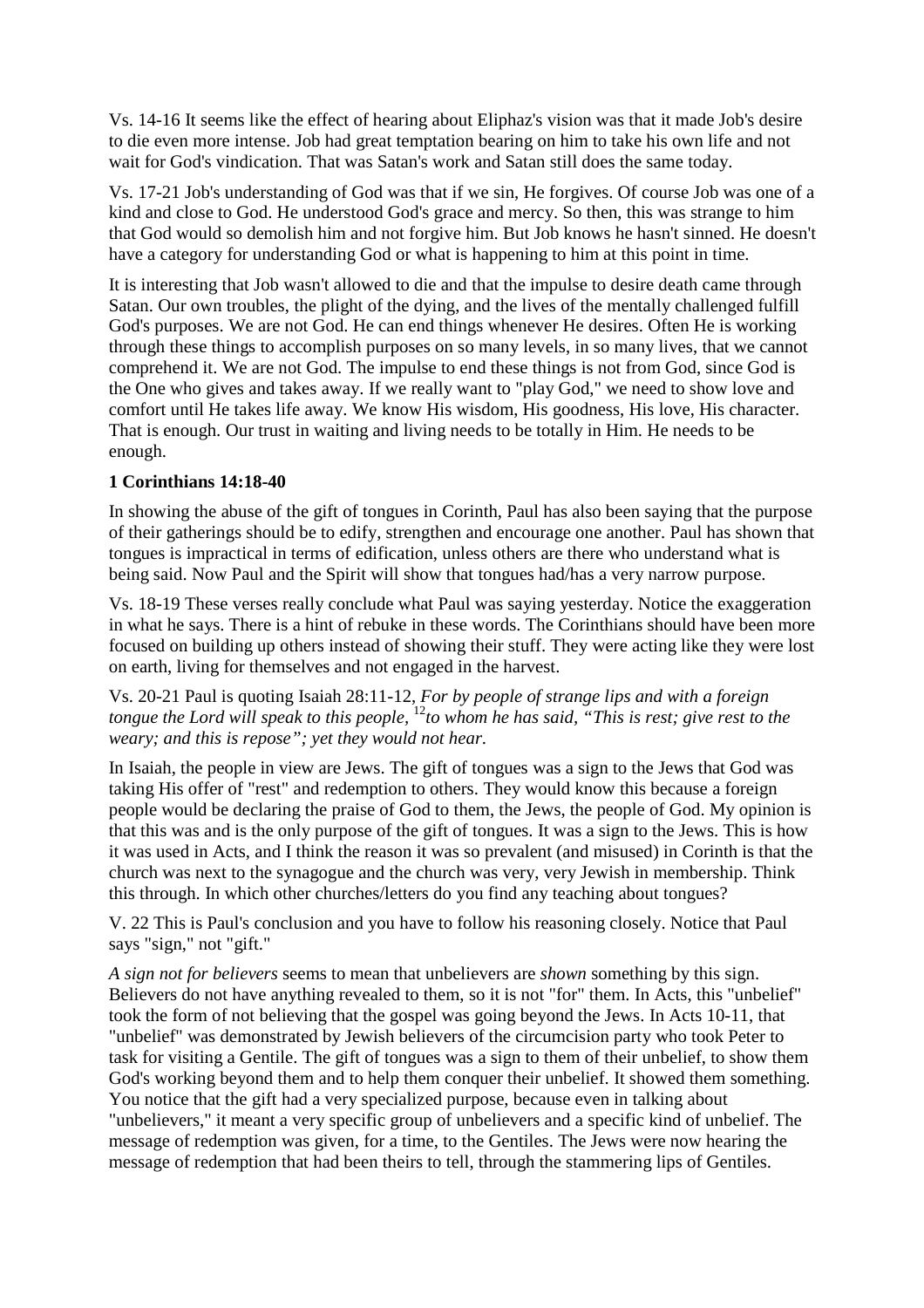Vs. 14-16 It seems like the effect of hearing about Eliphaz's vision was that it made Job's desire to die even more intense. Job had great temptation bearing on him to take his own life and not wait for God's vindication. That was Satan's work and Satan still does the same today.

Vs. 17-21 Job's understanding of God was that if we sin, He forgives. Of course Job was one of a kind and close to God. He understood God's grace and mercy. So then, this was strange to him that God would so demolish him and not forgive him. But Job knows he hasn't sinned. He doesn't have a category for understanding God or what is happening to him at this point in time.

It is interesting that Job wasn't allowed to die and that the impulse to desire death came through Satan. Our own troubles, the plight of the dying, and the lives of the mentally challenged fulfill God's purposes. We are not God. He can end things whenever He desires. Often He is working through these things to accomplish purposes on so many levels, in so many lives, that we cannot comprehend it. We are not God. The impulse to end these things is not from God, since God is the One who gives and takes away. If we really want to "play God," we need to show love and comfort until He takes life away. We know His wisdom, His goodness, His love, His character. That is enough. Our trust in waiting and living needs to be totally in Him. He needs to be enough.

**1 Corinthians 14:18-40**

In showing the abuse of the gift of tongues in Corinth, Paul has also been saying that the purpose of their gatherings should be to edify, strengthen and encourage one another. Paul has shown that tongues is impractical in terms of edification, unless others are there who understand what is being said. Now Paul and the Spirit will show that tongues had/has a very narrow purpose.

Vs. 18-19 These verses really conclude what Paul was saying yesterday. Notice the exaggeration in what he says. There is a hint of rebuke in these words. The Corinthians should have been more focused on building up others instead of showing their stuff. They were acting like they were lost on earth, living for themselves and not engaged in the harvest.

Vs. 20-21 Paul is quoting Isaiah 28:11-12, *For by people of strange lips and with a foreign tongue the Lord will speak to this people,* [12]*to whom he has said, "This is rest; give rest to the weary; and this is repose"; yet they would not hear.*

In Isaiah, the people in view are Jews. The gift of tongues was a sign to the Jews that God was taking His offer of "rest" and redemption to others. They would know this because a foreign people would be declaring the praise of God to them, the Jews, the people of God. My opinion is that this was and is the only purpose of the gift of tongues. It was a sign to the Jews. This is how it was used in Acts, and I think the reason it was so prevalent (and misused) in Corinth is that the church was next to the synagogue and the church was very, very Jewish in membership. Think this through. In which other churches/letters do you find any teaching about tongues?

V. 22 This is Paul's conclusion and you have to follow his reasoning closely. Notice that Paul says "sign," not "gift."

*A sign not for believers* seems to mean that unbelievers are *shown* something by this sign. Believers do not have anything revealed to them, so it is not "for" them. In Acts, this "unbelief" took the form of not believing that the gospel was going beyond the Jews. In Acts 10-11, that "unbelief" was demonstrated by Jewish believers of the circumcision party who took Peter to task for visiting a Gentile. The gift of tongues was a sign to them of their unbelief, to show them God's working beyond them and to help them conquer their unbelief. It showed them something. You notice that the gift had a very specialized purpose, because even in talking about "unbelievers," it meant a very specific group of unbelievers and a specific kind of unbelief. The message of redemption was given, for a time, to the Gentiles. The Jews were now hearing the message of redemption that had been theirs to tell, through the stammering lips of Gentiles.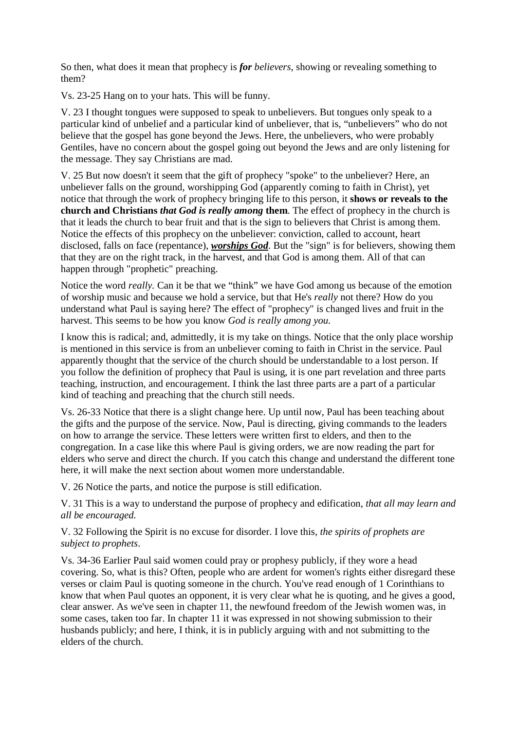So then, what does it mean that prophecy is ***for*** *believers*, showing or revealing something to them?

Vs. 23-25 Hang on to your hats. This will be funny.

V. 23 I thought tongues were supposed to speak to unbelievers. But tongues only speak to a particular kind of unbelief and a particular kind of unbeliever, that is, "unbelievers" who do not believe that the gospel has gone beyond the Jews. Here, the unbelievers, who were probably Gentiles, have no concern about the gospel going out beyond the Jews and are only listening for the message. They say Christians are mad.

V. 25 But now doesn't it seem that the gift of prophecy "spoke" to the unbeliever? Here, an unbeliever falls on the ground, worshipping God (apparently coming to faith in Christ), yet notice that through the work of prophecy bringing life to this person, it **shows or reveals to the church and Christians *that God is really among* them**. The effect of prophecy in the church is that it leads the church to bear fruit and that is the sign to believers that Christ is among them. Notice the effects of this prophecy on the unbeliever: conviction, called to account, heart disclosed, falls on face (repentance), <u>***worships God***</u>. But the "sign" is for believers, showing them that they are on the right track, in the harvest, and that God is among them. All of that can happen through "prophetic" preaching.

Notice the word *really*. Can it be that we "think" we have God among us because of the emotion of worship music and because we hold a service, but that He's *really* not there? How do you understand what Paul is saying here? The effect of "prophecy" is changed lives and fruit in the harvest. This seems to be how you know *God is really among you.*

I know this is radical; and, admittedly, it is my take on things. Notice that the only place worship is mentioned in this service is from an unbeliever coming to faith in Christ in the service. Paul apparently thought that the service of the church should be understandable to a lost person. If you follow the definition of prophecy that Paul is using, it is one part revelation and three parts teaching, instruction, and encouragement. I think the last three parts are a part of a particular kind of teaching and preaching that the church still needs.

Vs. 26-33 Notice that there is a slight change here. Up until now, Paul has been teaching about the gifts and the purpose of the service. Now, Paul is directing, giving commands to the leaders on how to arrange the service. These letters were written first to elders, and then to the congregation. In a case like this where Paul is giving orders, we are now reading the part for elders who serve and direct the church. If you catch this change and understand the different tone here, it will make the next section about women more understandable.

V. 26 Notice the parts, and notice the purpose is still edification.

V. 31 This is a way to understand the purpose of prophecy and edification, *that all may learn and all be encouraged.*

V. 32 Following the Spirit is no excuse for disorder. I love this, *the spirits of prophets are subject to prophets*.

Vs. 34-36 Earlier Paul said women could pray or prophesy publicly, if they wore a head covering. So, what is this? Often, people who are ardent for women's rights either disregard these verses or claim Paul is quoting someone in the church. You've read enough of 1 Corinthians to know that when Paul quotes an opponent, it is very clear what he is quoting, and he gives a good, clear answer. As we've seen in chapter 11, the newfound freedom of the Jewish women was, in some cases, taken too far. In chapter 11 it was expressed in not showing submission to their husbands publicly; and here, I think, it is in publicly arguing with and not submitting to the elders of the church.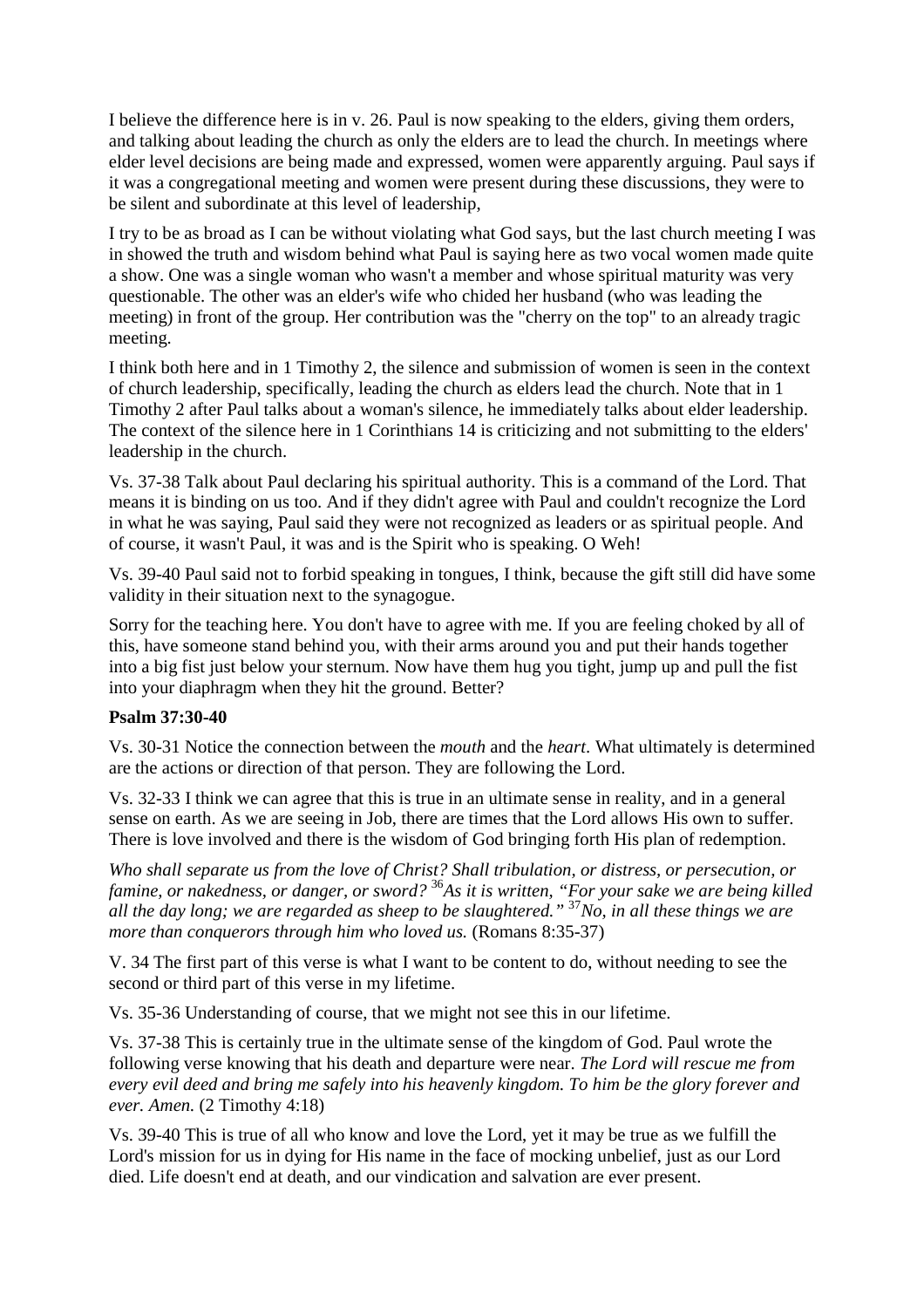I believe the difference here is in v. 26. Paul is now speaking to the elders, giving them orders, and talking about leading the church as only the elders are to lead the church. In meetings where elder level decisions are being made and expressed, women were apparently arguing. Paul says if it was a congregational meeting and women were present during these discussions, they were to be silent and subordinate at this level of leadership,

I try to be as broad as I can be without violating what God says, but the last church meeting I was in showed the truth and wisdom behind what Paul is saying here as two vocal women made quite a show. One was a single woman who wasn't a member and whose spiritual maturity was very questionable. The other was an elder's wife who chided her husband (who was leading the meeting) in front of the group. Her contribution was the "cherry on the top" to an already tragic meeting.

I think both here and in 1 Timothy 2, the silence and submission of women is seen in the context of church leadership, specifically, leading the church as elders lead the church. Note that in 1 Timothy 2 after Paul talks about a woman's silence, he immediately talks about elder leadership. The context of the silence here in 1 Corinthians 14 is criticizing and not submitting to the elders' leadership in the church.

Vs. 37-38 Talk about Paul declaring his spiritual authority. This is a command of the Lord. That means it is binding on us too. And if they didn't agree with Paul and couldn't recognize the Lord in what he was saying, Paul said they were not recognized as leaders or as spiritual people. And of course, it wasn't Paul, it was and is the Spirit who is speaking. O Weh!

Vs. 39-40 Paul said not to forbid speaking in tongues, I think, because the gift still did have some validity in their situation next to the synagogue.

Sorry for the teaching here. You don't have to agree with me. If you are feeling choked by all of this, have someone stand behind you, with their arms around you and put their hands together into a big fist just below your sternum. Now have them hug you tight, jump up and pull the fist into your diaphragm when they hit the ground. Better?

**Psalm 37:30-40**

Vs. 30-31 Notice the connection between the *mouth* and the *heart*. What ultimately is determined are the actions or direction of that person. They are following the Lord.

Vs. 32-33 I think we can agree that this is true in an ultimate sense in reality, and in a general sense on earth. As we are seeing in Job, there are times that the Lord allows His own to suffer. There is love involved and there is the wisdom of God bringing forth His plan of redemption.

*Who shall separate us from the love of Christ? Shall tribulation, or distress, or persecution, or famine, or nakedness, or danger, or sword?* [36]*As it is written, "For your sake we are being killed all the day long; we are regarded as sheep to be slaughtered."* [37]*No, in all these things we are more than conquerors through him who loved us.* (Romans 8:35-37)

V. 34 The first part of this verse is what I want to be content to do, without needing to see the second or third part of this verse in my lifetime.

Vs. 35-36 Understanding of course, that we might not see this in our lifetime.

Vs. 37-38 This is certainly true in the ultimate sense of the kingdom of God. Paul wrote the following verse knowing that his death and departure were near. *The Lord will rescue me from every evil deed and bring me safely into his heavenly kingdom. To him be the glory forever and ever. Amen.* (2 Timothy 4:18)

Vs. 39-40 This is true of all who know and love the Lord, yet it may be true as we fulfill the Lord's mission for us in dying for His name in the face of mocking unbelief, just as our Lord died. Life doesn't end at death, and our vindication and salvation are ever present.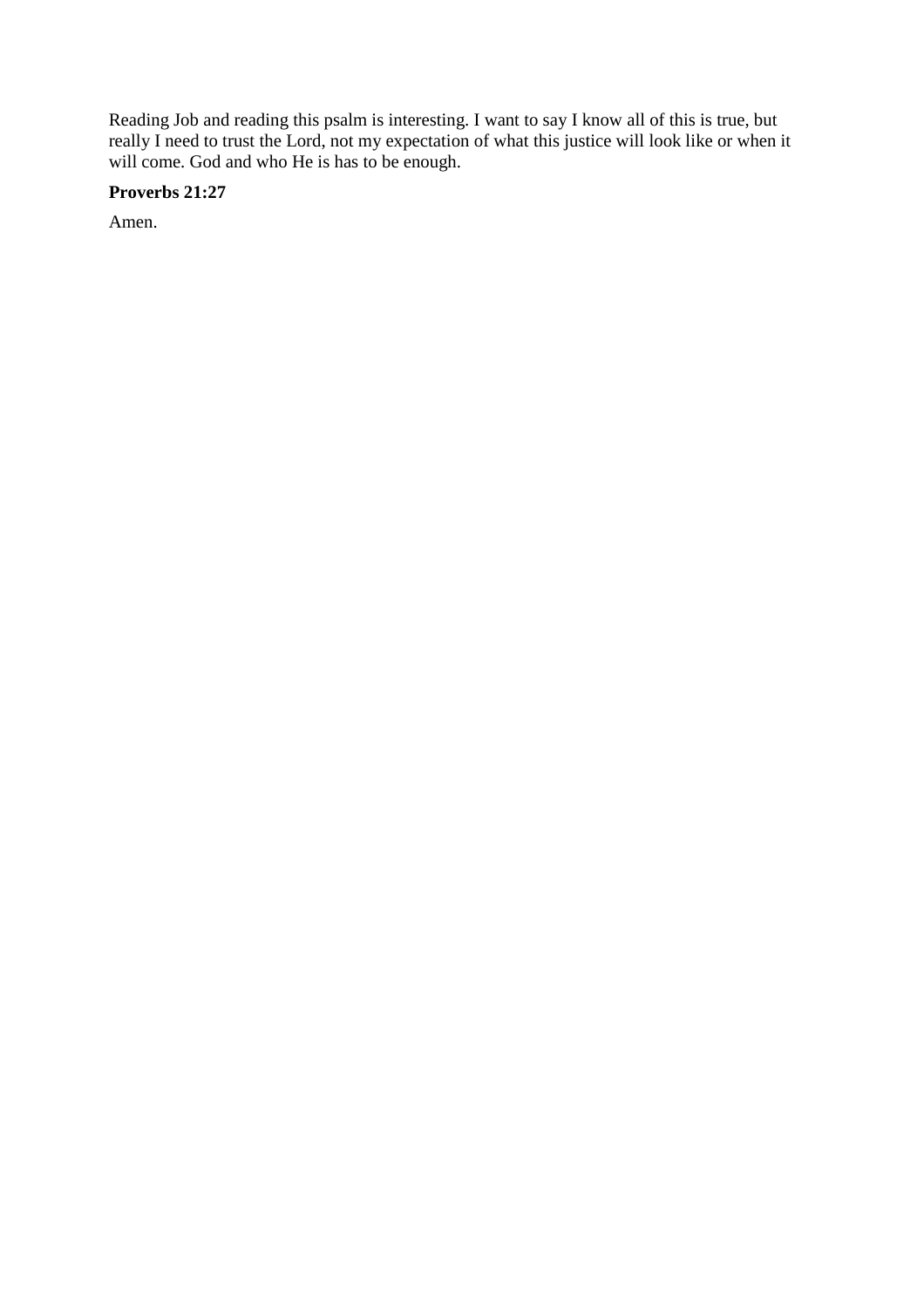Reading Job and reading this psalm is interesting. I want to say I know all of this is true, but really I need to trust the Lord, not my expectation of what this justice will look like or when it will come. God and who He is has to be enough.

**Proverbs 21:27**

Amen.